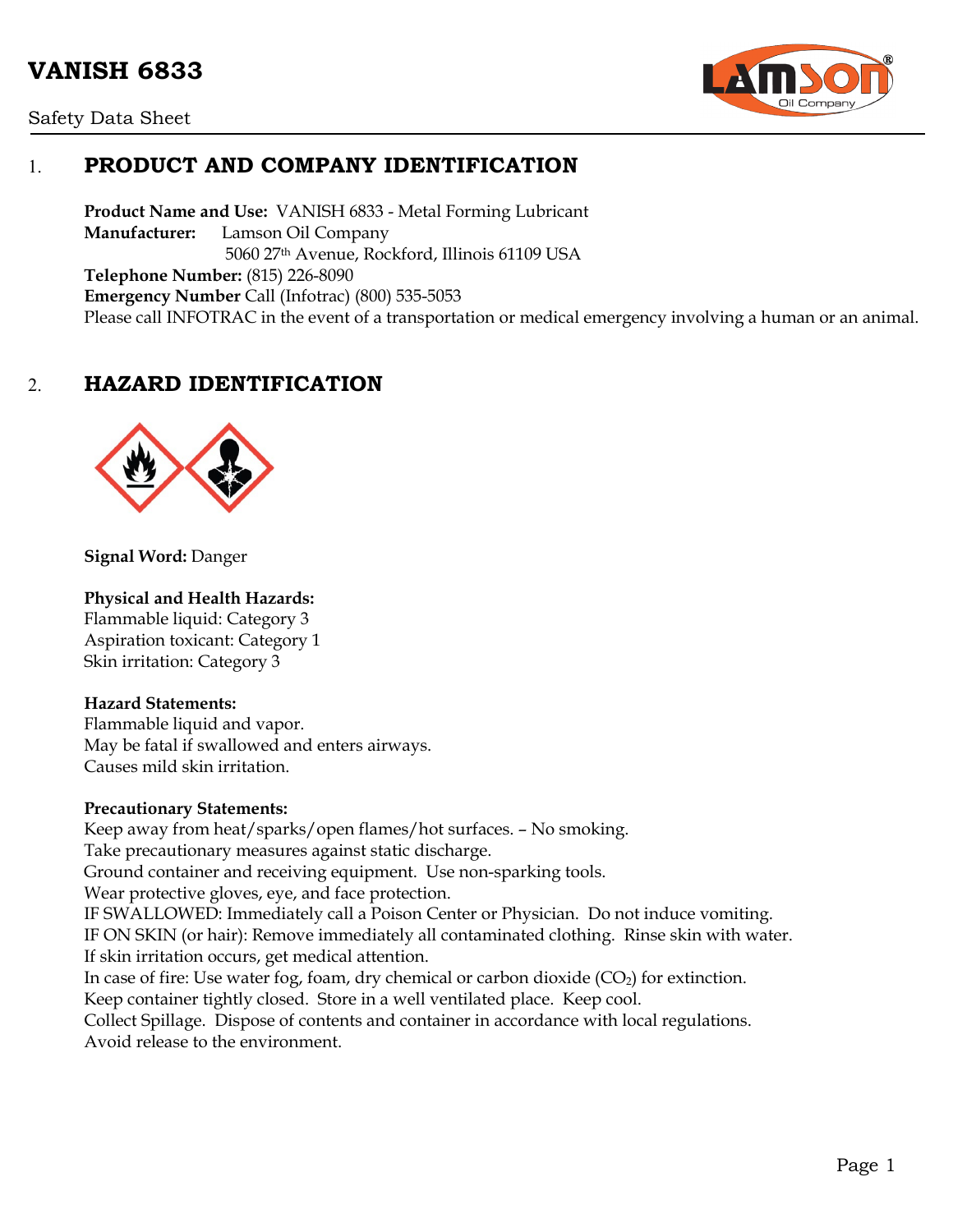# VANISH 6833

Safety Data Sheet

## 1. PRODUCT AND COMPANY IDENTIFICATION

**Product Name and Use:** VANISH 6833 - Metal Forming Lubricant
**Manufacturer:** Lamson Oil Company
5060 27th Avenue, Rockford, Illinois 61109 USA
**Telephone Number:** (815) 226-8090
**Emergency Number** Call (Infotrac) (800) 535-5053
Please call INFOTRAC in the event of a transportation or medical emergency involving a human or an animal.

## 2. HAZARD IDENTIFICATION

**Signal Word:** Danger

**Physical and Health Hazards:**
Flammable liquid: Category 3
Aspiration toxicant: Category 1
Skin irritation: Category 3

**Hazard Statements:**
Flammable liquid and vapor.
May be fatal if swallowed and enters airways.
Causes mild skin irritation.

**Precautionary Statements:**
Keep away from heat/sparks/open flames/hot surfaces. – No smoking.
Take precautionary measures against static discharge.
Ground container and receiving equipment. Use non-sparking tools.
Wear protective gloves, eye, and face protection.
IF SWALLOWED: Immediately call a Poison Center or Physician. Do not induce vomiting.
IF ON SKIN (or hair): Remove immediately all contaminated clothing. Rinse skin with water.
If skin irritation occurs, get medical attention.
In case of fire: Use water fog, foam, dry chemical or carbon dioxide ($CO_2$) for extinction.
Keep container tightly closed. Store in a well ventilated place. Keep cool.
Collect Spillage. Dispose of contents and container in accordance with local regulations.
Avoid release to the environment.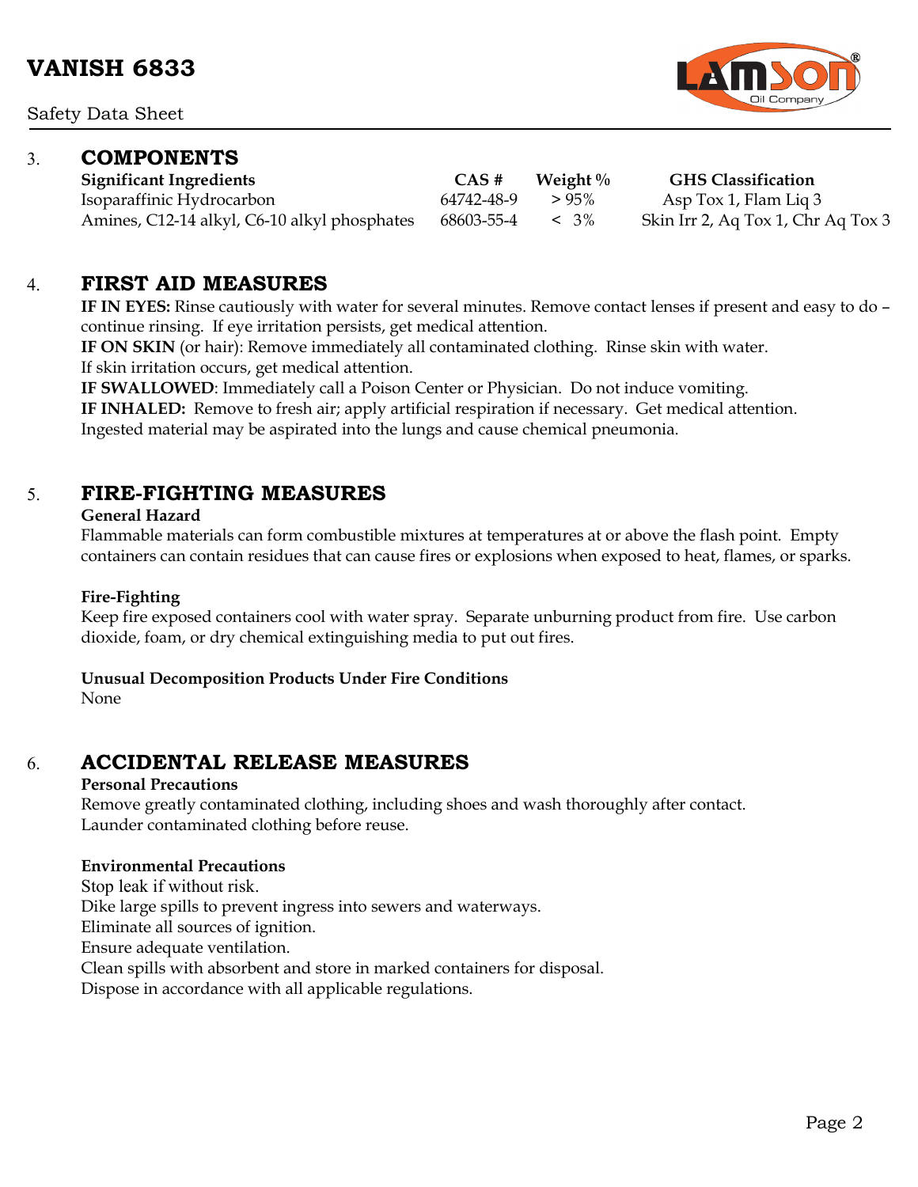## 3. COMPONENTS

| Significant Ingredients | CAS # | Weight % | GHS Classification |
|---|---|---|---|
| Isoparaffinic Hydrocarbon | 64742-48-9 | > 95% | Asp Tox 1, Flam Liq 3 |
| Amines, C12-14 alkyl, C6-10 alkyl phosphates | 68603-55-4 | < 3% | Skin Irr 2, Aq Tox 1, Chr Aq Tox 3 |

## 4. FIRST AID MEASURES

**IF IN EYES:** Rinse cautiously with water for several minutes. Remove contact lenses if present and easy to do – continue rinsing. If eye irritation persists, get medical attention.
**IF ON SKIN** (or hair): Remove immediately all contaminated clothing. Rinse skin with water.
If skin irritation occurs, get medical attention.
**IF SWALLOWED**: Immediately call a Poison Center or Physician. Do not induce vomiting.
**IF INHALED:** Remove to fresh air; apply artificial respiration if necessary. Get medical attention.
Ingested material may be aspirated into the lungs and cause chemical pneumonia.

## 5. FIRE-FIGHTING MEASURES

**General Hazard**
Flammable materials can form combustible mixtures at temperatures at or above the flash point. Empty containers can contain residues that can cause fires or explosions when exposed to heat, flames, or sparks.

**Fire-Fighting**
Keep fire exposed containers cool with water spray. Separate unburning product from fire. Use carbon dioxide, foam, or dry chemical extinguishing media to put out fires.

**Unusual Decomposition Products Under Fire Conditions**
None

## 6. ACCIDENTAL RELEASE MEASURES

**Personal Precautions**
Remove greatly contaminated clothing, including shoes and wash thoroughly after contact.
Launder contaminated clothing before reuse.

**Environmental Precautions**
Stop leak if without risk.
Dike large spills to prevent ingress into sewers and waterways.
Eliminate all sources of ignition.
Ensure adequate ventilation.
Clean spills with absorbent and store in marked containers for disposal.
Dispose in accordance with all applicable regulations.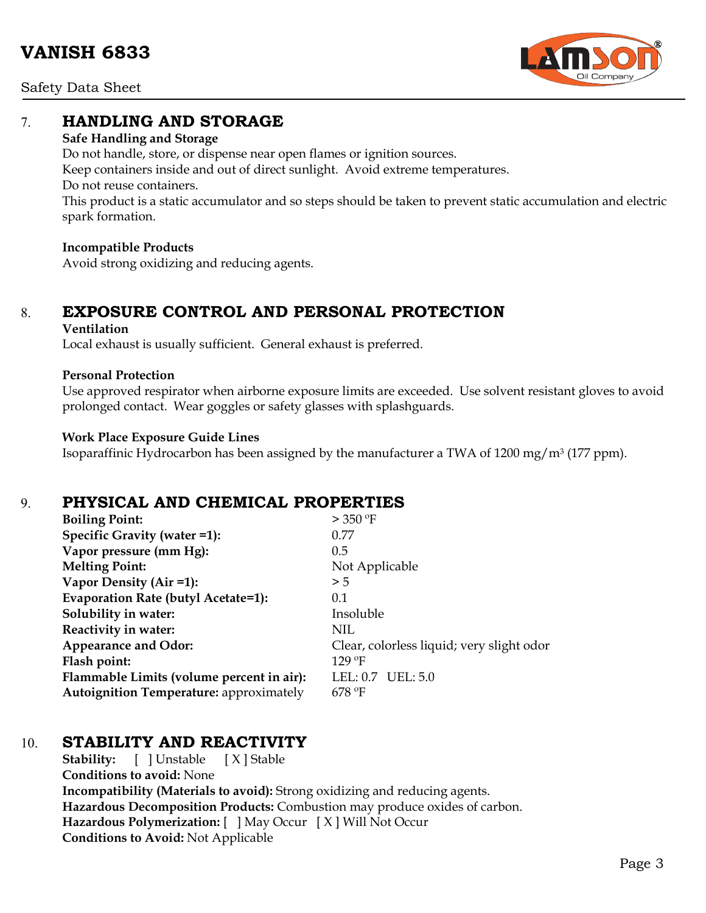## 7. HANDLING AND STORAGE

**Safe Handling and Storage**

Do not handle, store, or dispense near open flames or ignition sources.
Keep containers inside and out of direct sunlight. Avoid extreme temperatures.
Do not reuse containers.
This product is a static accumulator and so steps should be taken to prevent static accumulation and electric spark formation.

**Incompatible Products**

Avoid strong oxidizing and reducing agents.

## 8. EXPOSURE CONTROL AND PERSONAL PROTECTION

**Ventilation**

Local exhaust is usually sufficient. General exhaust is preferred.

**Personal Protection**

Use approved respirator when airborne exposure limits are exceeded. Use solvent resistant gloves to avoid prolonged contact. Wear goggles or safety glasses with splashguards.

**Work Place Exposure Guide Lines**

Isoparaffinic Hydrocarbon has been assigned by the manufacturer a TWA of 1200 $mg/m^3$ (177 ppm).

## 9. PHYSICAL AND CHEMICAL PROPERTIES

| | |
|---|---|
| **Boiling Point:** | > 350 ºF |
| **Specific Gravity (water =1):** | 0.77 |
| **Vapor pressure (mm Hg):** | 0.5 |
| **Melting Point:** | Not Applicable |
| **Vapor Density (Air =1):** | > 5 |
| **Evaporation Rate (butyl Acetate=1):** | 0.1 |
| **Solubility in water:** | Insoluble |
| **Reactivity in water:** | NIL |
| **Appearance and Odor:** | Clear, colorless liquid; very slight odor |
| **Flash point:** | 129 ºF |
| **Flammable Limits (volume percent in air):** | LEL: 0.7 UEL: 5.0 |
| **Autoignition Temperature:** approximately | 678 ºF |

## 10. STABILITY AND REACTIVITY

**Stability:** [ ] Unstable [ X ] Stable
**Conditions to avoid:** None
**Incompatibility (Materials to avoid):** Strong oxidizing and reducing agents.
**Hazardous Decomposition Products:** Combustion may produce oxides of carbon.
**Hazardous Polymerization:** [ ] May Occur [ X ] Will Not Occur
**Conditions to Avoid:** Not Applicable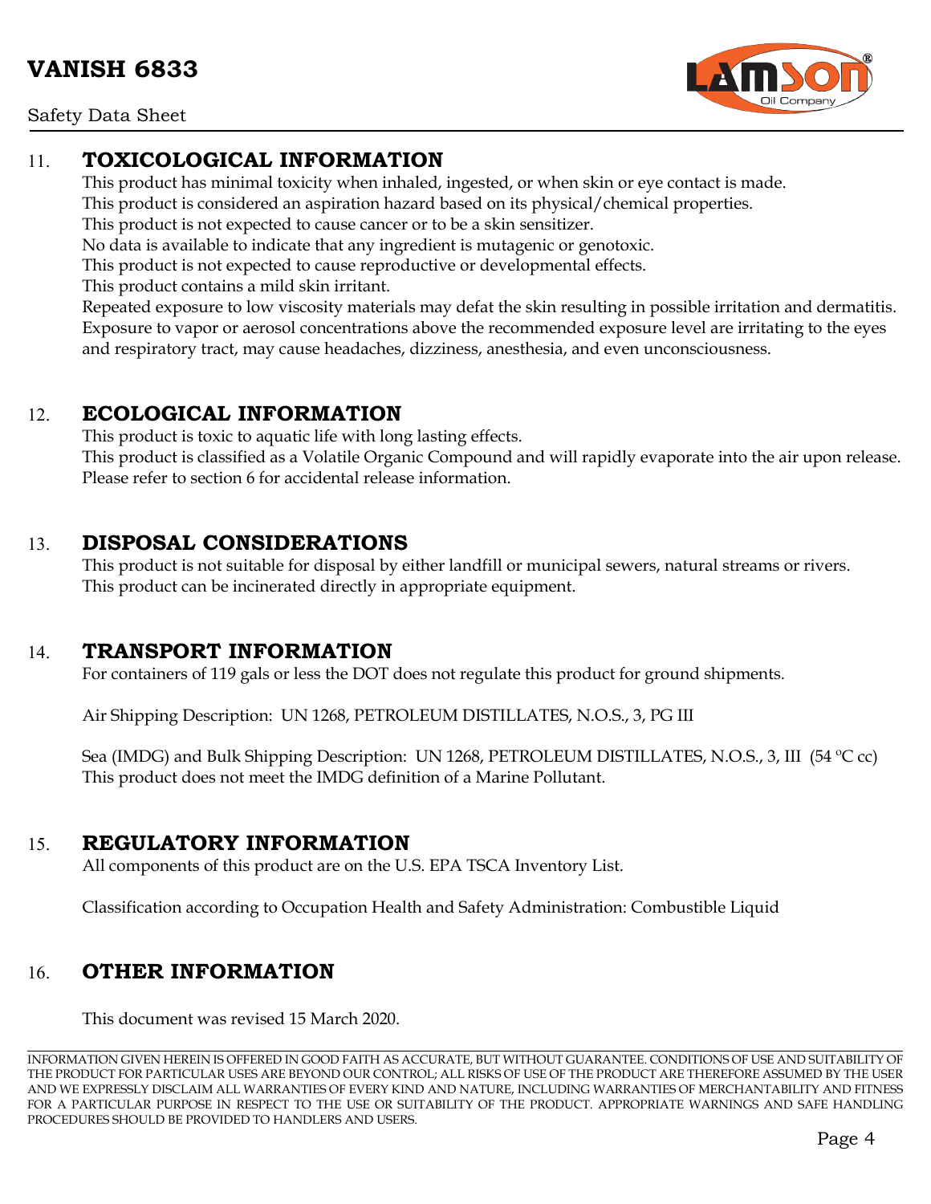## 11. TOXICOLOGICAL INFORMATION

This product has minimal toxicity when inhaled, ingested, or when skin or eye contact is made.
This product is considered an aspiration hazard based on its physical/chemical properties.
This product is not expected to cause cancer or to be a skin sensitizer.
No data is available to indicate that any ingredient is mutagenic or genotoxic.
This product is not expected to cause reproductive or developmental effects.
This product contains a mild skin irritant.
Repeated exposure to low viscosity materials may defat the skin resulting in possible irritation and dermatitis.
Exposure to vapor or aerosol concentrations above the recommended exposure level are irritating to the eyes and respiratory tract, may cause headaches, dizziness, anesthesia, and even unconsciousness.

## 12. ECOLOGICAL INFORMATION

This product is toxic to aquatic life with long lasting effects.
This product is classified as a Volatile Organic Compound and will rapidly evaporate into the air upon release.
Please refer to section 6 for accidental release information.

## 13. DISPOSAL CONSIDERATIONS

This product is not suitable for disposal by either landfill or municipal sewers, natural streams or rivers.
This product can be incinerated directly in appropriate equipment.

## 14. TRANSPORT INFORMATION

For containers of 119 gals or less the DOT does not regulate this product for ground shipments.

Air Shipping Description: UN 1268, PETROLEUM DISTILLATES, N.O.S., 3, PG III

Sea (IMDG) and Bulk Shipping Description: UN 1268, PETROLEUM DISTILLATES, N.O.S., 3, III (54 ºC cc)
This product does not meet the IMDG definition of a Marine Pollutant.

## 15. REGULATORY INFORMATION

All components of this product are on the U.S. EPA TSCA Inventory List.

Classification according to Occupation Health and Safety Administration: Combustible Liquid

## 16. OTHER INFORMATION

This document was revised 15 March 2020.

INFORMATION GIVEN HEREIN IS OFFERED IN GOOD FAITH AS ACCURATE, BUT WITHOUT GUARANTEE. CONDITIONS OF USE AND SUITABILITY OF THE PRODUCT FOR PARTICULAR USES ARE BEYOND OUR CONTROL; ALL RISKS OF USE OF THE PRODUCT ARE THEREFORE ASSUMED BY THE USER AND WE EXPRESSLY DISCLAIM ALL WARRANTIES OF EVERY KIND AND NATURE, INCLUDING WARRANTIES OF MERCHANTABILITY AND FITNESS FOR A PARTICULAR PURPOSE IN RESPECT TO THE USE OR SUITABILITY OF THE PRODUCT. APPROPRIATE WARNINGS AND SAFE HANDLING PROCEDURES SHOULD BE PROVIDED TO HANDLERS AND USERS.